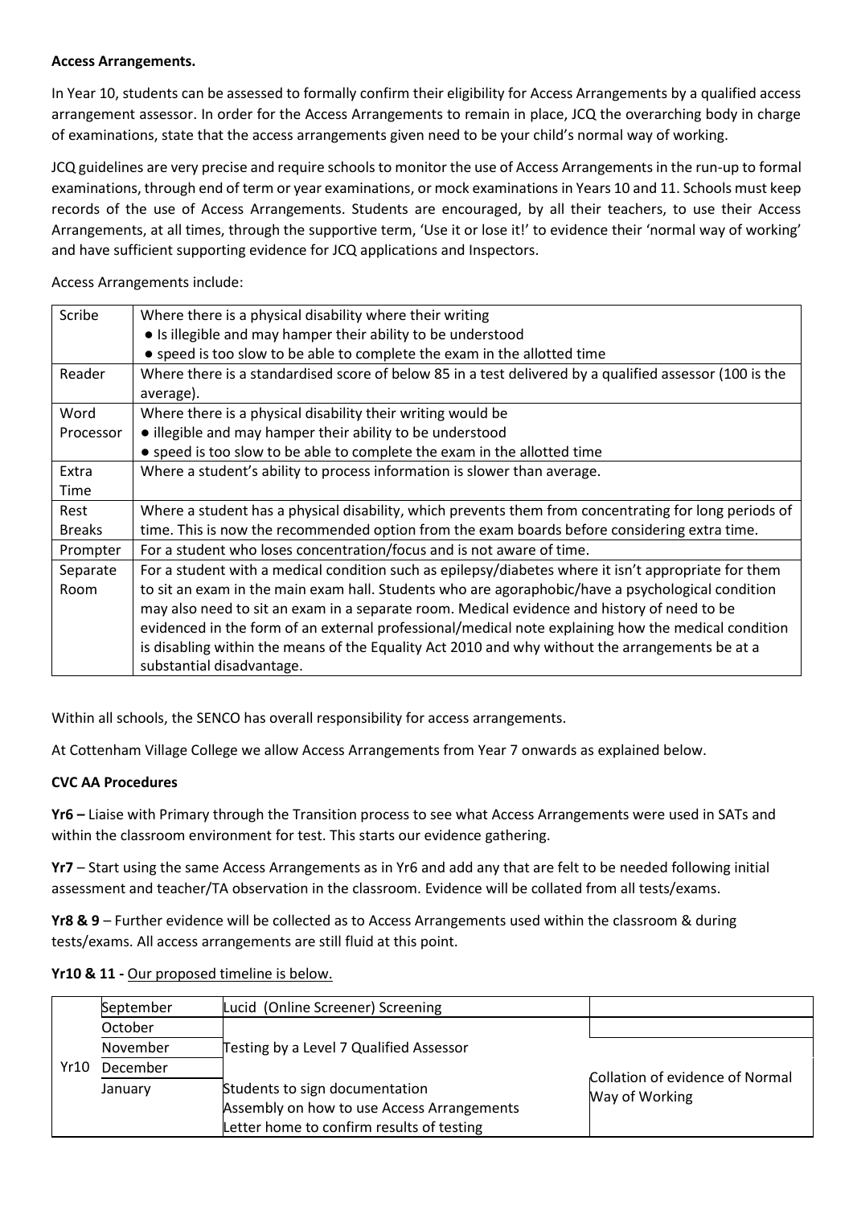**Access Arrangements.**

In Year 10, students can be assessed to formally confirm their eligibility for Access Arrangements by a qualified access arrangement assessor. In order for the Access Arrangements to remain in place, JCQ the overarching body in charge of examinations, state that the access arrangements given need to be your child's normal way of working.

JCQ guidelines are very precise and require schools to monitor the use of Access Arrangements in the run-up to formal examinations, through end of term or year examinations, or mock examinations in Years 10 and 11. Schools must keep records of the use of Access Arrangements. Students are encouraged, by all their teachers, to use their Access Arrangements, at all times, through the supportive term, 'Use it or lose it!' to evidence their 'normal way of working' and have sufficient supporting evidence for JCQ applications and Inspectors.

Access Arrangements include:

| | |
|---|---|
| Scribe | Where there is a physical disability where their writing<br>● Is illegible and may hamper their ability to be understood<br>● speed is too slow to be able to complete the exam in the allotted time |
| Reader | Where there is a standardised score of below 85 in a test delivered by a qualified assessor (100 is the average). |
| Word Processor | Where there is a physical disability their writing would be<br>● illegible and may hamper their ability to be understood<br>● speed is too slow to be able to complete the exam in the allotted time |
| Extra Time | Where a student's ability to process information is slower than average. |
| Rest Breaks | Where a student has a physical disability, which prevents them from concentrating for long periods of time. This is now the recommended option from the exam boards before considering extra time. |
| Prompter | For a student who loses concentration/focus and is not aware of time. |
| Separate Room | For a student with a medical condition such as epilepsy/diabetes where it isn't appropriate for them to sit an exam in the main exam hall. Students who are agoraphobic/have a psychological condition may also need to sit an exam in a separate room. Medical evidence and history of need to be evidenced in the form of an external professional/medical note explaining how the medical condition is disabling within the means of the Equality Act 2010 and why without the arrangements be at a substantial disadvantage. |

Within all schools, the SENCO has overall responsibility for access arrangements.

At Cottenham Village College we allow Access Arrangements from Year 7 onwards as explained below.

**CVC AA Procedures**

**Yr6 –** Liaise with Primary through the Transition process to see what Access Arrangements were used in SATs and within the classroom environment for test. This starts our evidence gathering.

**Yr7** – Start using the same Access Arrangements as in Yr6 and add any that are felt to be needed following initial assessment and teacher/TA observation in the classroom. Evidence will be collated from all tests/exams.

**Yr8 & 9** – Further evidence will be collected as to Access Arrangements used within the classroom & during tests/exams. All access arrangements are still fluid at this point.

**Yr10 & 11 -** Our proposed timeline is below.

| | | | |
|---|---|---|---|
| Yr10 | September | Lucid (Online Screener) Screening | |
| | October | Testing by a Level 7 Qualified Assessor | |
| | November | | Collation of evidence of Normal Way of Working |
| | December | | |
| | January | Students to sign documentation<br>Assembly on how to use Access Arrangements<br>Letter home to confirm results of testing | |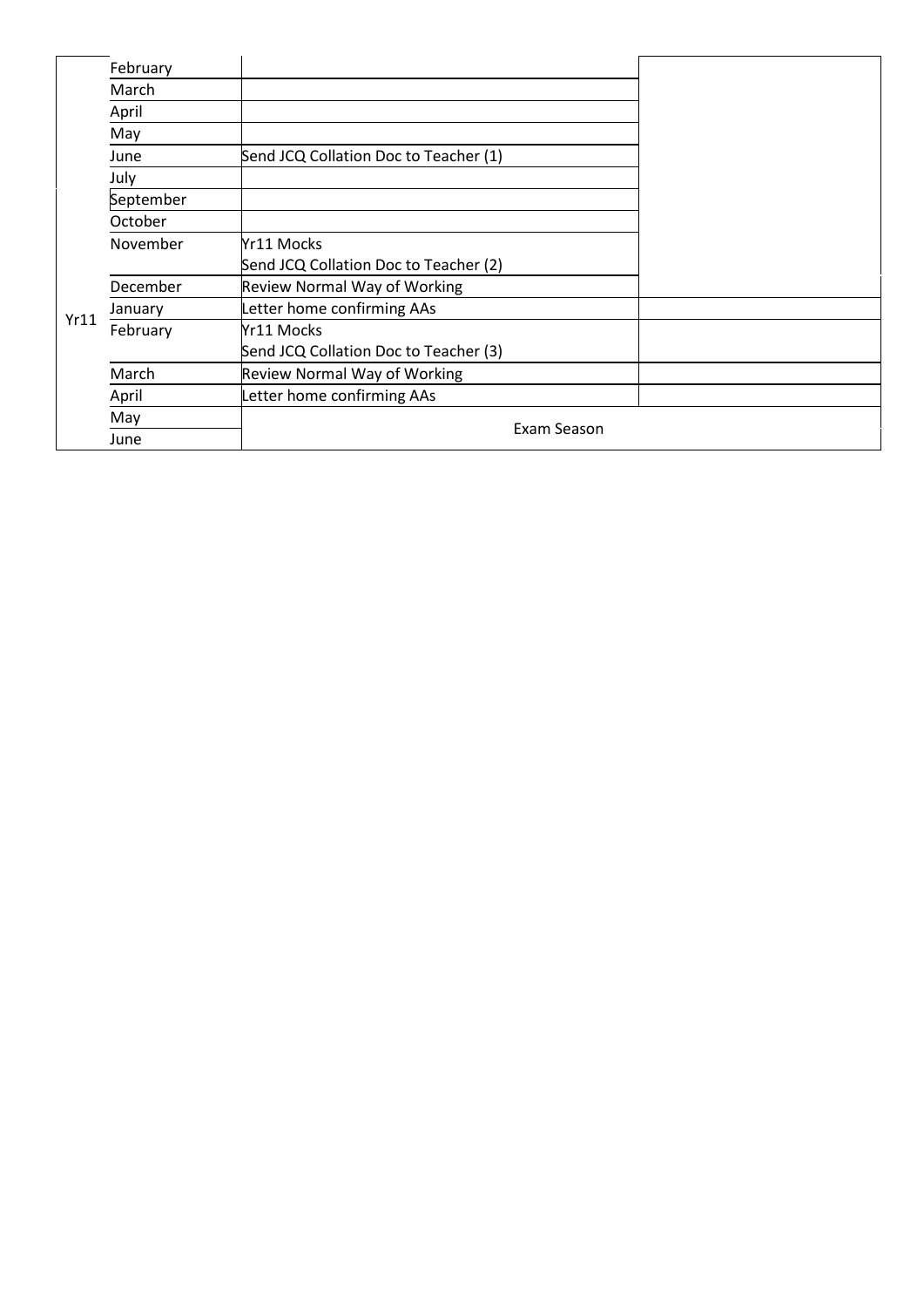| | | | |
|---|---|---|---|
| | February | | |
| | March | | |
| | April | | |
| | May | | |
| | June | Send JCQ Collation Doc to Teacher (1) | |
| | July | | |
| Yr11 | September | | |
| | October | | |
| | November | Yr11 Mocks<br>Send JCQ Collation Doc to Teacher (2) | |
| | December | Review Normal Way of Working | |
| | January | Letter home confirming AAs | |
| | February | Yr11 Mocks<br>Send JCQ Collation Doc to Teacher (3) | |
| | March | Review Normal Way of Working | |
| | April | Letter home confirming AAs | |
| | May | Exam Season | |
| | June | | |